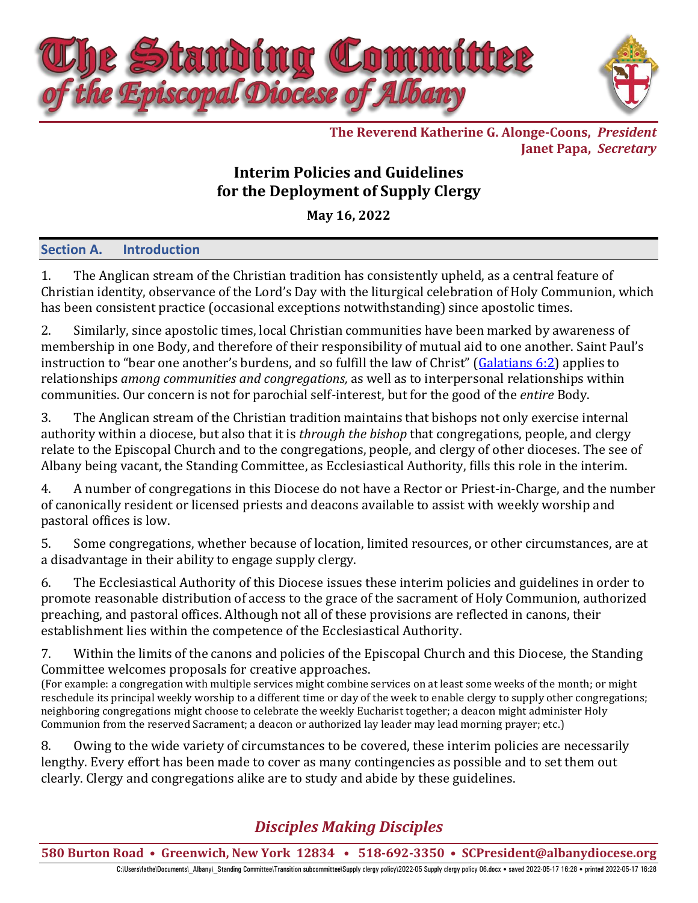# The Standing Committee of the Episcopal Diocese of Albany

**The Reverend Katherine G. Alonge-Coons,** ***President***
**Janet Papa,** ***Secretary***

## Interim Policies and Guidelines for the Deployment of Supply Clergy

**May 16, 2022**

### Section A. Introduction

1. The Anglican stream of the Christian tradition has consistently upheld, as a central feature of Christian identity, observance of the Lord's Day with the liturgical celebration of Holy Communion, which has been consistent practice (occasional exceptions notwithstanding) since apostolic times.

2. Similarly, since apostolic times, local Christian communities have been marked by awareness of membership in one Body, and therefore of their responsibility of mutual aid to one another. Saint Paul's instruction to "bear one another's burdens, and so fulfill the law of Christ" (Galatians 6:2) applies to relationships *among communities and congregations,* as well as to interpersonal relationships within communities. Our concern is not for parochial self-interest, but for the good of the *entire* Body.

3. The Anglican stream of the Christian tradition maintains that bishops not only exercise internal authority within a diocese, but also that it is *through the bishop* that congregations, people, and clergy relate to the Episcopal Church and to the congregations, people, and clergy of other dioceses. The see of Albany being vacant, the Standing Committee, as Ecclesiastical Authority, fills this role in the interim.

4. A number of congregations in this Diocese do not have a Rector or Priest-in-Charge, and the number of canonically resident or licensed priests and deacons available to assist with weekly worship and pastoral offices is low.

5. Some congregations, whether because of location, limited resources, or other circumstances, are at a disadvantage in their ability to engage supply clergy.

6. The Ecclesiastical Authority of this Diocese issues these interim policies and guidelines in order to promote reasonable distribution of access to the grace of the sacrament of Holy Communion, authorized preaching, and pastoral offices. Although not all of these provisions are reflected in canons, their establishment lies within the competence of the Ecclesiastical Authority.

7. Within the limits of the canons and policies of the Episcopal Church and this Diocese, the Standing Committee welcomes proposals for creative approaches.
(For example: a congregation with multiple services might combine services on at least some weeks of the month; or might reschedule its principal weekly worship to a different time or day of the week to enable clergy to supply other congregations; neighboring congregations might choose to celebrate the weekly Eucharist together; a deacon might administer Holy Communion from the reserved Sacrament; a deacon or authorized lay leader may lead morning prayer; etc.)

8. Owing to the wide variety of circumstances to be covered, these interim policies are necessarily lengthy. Every effort has been made to cover as many contingencies as possible and to set them out clearly. Clergy and congregations alike are to study and abide by these guidelines.

*Disciples Making Disciples*

580 Burton Road • Greenwich, New York 12834 • 518-692-3350 • SCPresident@albanydiocese.org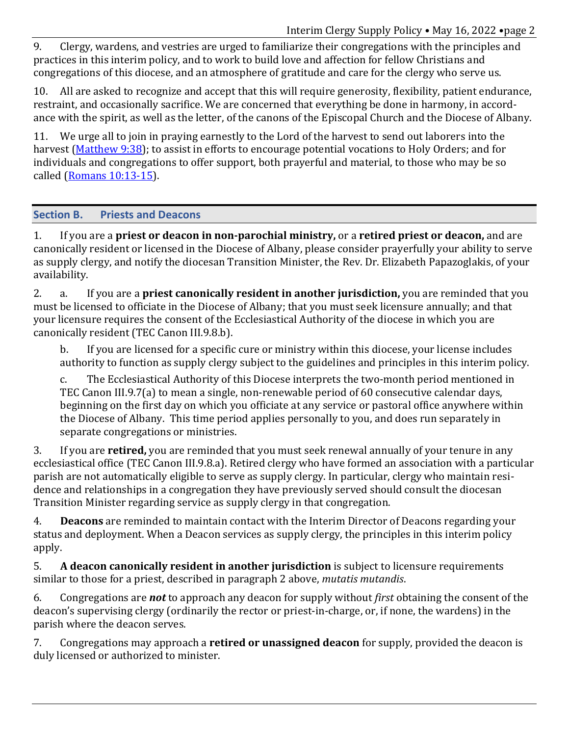9. Clergy, wardens, and vestries are urged to familiarize their congregations with the principles and practices in this interim policy, and to work to build love and affection for fellow Christians and congregations of this diocese, and an atmosphere of gratitude and care for the clergy who serve us.

10. All are asked to recognize and accept that this will require generosity, flexibility, patient endurance, restraint, and occasionally sacrifice. We are concerned that everything be done in harmony, in accordance with the spirit, as well as the letter, of the canons of the Episcopal Church and the Diocese of Albany.

11. We urge all to join in praying earnestly to the Lord of the harvest to send out laborers into the harvest (Matthew 9:38); to assist in efforts to encourage potential vocations to Holy Orders; and for individuals and congregations to offer support, both prayerful and material, to those who may be so called (Romans 10:13-15).

## Section B. Priests and Deacons

1. If you are a **priest or deacon in non-parochial ministry,** or a **retired priest or deacon,** and are canonically resident or licensed in the Diocese of Albany, please consider prayerfully your ability to serve as supply clergy, and notify the diocesan Transition Minister, the Rev. Dr. Elizabeth Papazoglakis, of your availability.

2. a. If you are a **priest canonically resident in another jurisdiction,** you are reminded that you must be licensed to officiate in the Diocese of Albany; that you must seek licensure annually; and that your licensure requires the consent of the Ecclesiastical Authority of the diocese in which you are canonically resident (TEC Canon III.9.8.b).

   b. If you are licensed for a specific cure or ministry within this diocese, your license includes authority to function as supply clergy subject to the guidelines and principles in this interim policy.

   c. The Ecclesiastical Authority of this Diocese interprets the two-month period mentioned in TEC Canon III.9.7(a) to mean a single, non-renewable period of 60 consecutive calendar days, beginning on the first day on which you officiate at any service or pastoral office anywhere within the Diocese of Albany. This time period applies personally to you, and does run separately in separate congregations or ministries.

3. If you are **retired,** you are reminded that you must seek renewal annually of your tenure in any ecclesiastical office (TEC Canon III.9.8.a). Retired clergy who have formed an association with a particular parish are not automatically eligible to serve as supply clergy. In particular, clergy who maintain residence and relationships in a congregation they have previously served should consult the diocesan Transition Minister regarding service as supply clergy in that congregation.

4. **Deacons** are reminded to maintain contact with the Interim Director of Deacons regarding your status and deployment. When a Deacon services as supply clergy, the principles in this interim policy apply.

5. **A deacon canonically resident in another jurisdiction** is subject to licensure requirements similar to those for a priest, described in paragraph 2 above, *mutatis mutandis*.

6. Congregations are ***not*** to approach any deacon for supply without *first* obtaining the consent of the deacon's supervising clergy (ordinarily the rector or priest-in-charge, or, if none, the wardens) in the parish where the deacon serves.

7. Congregations may approach a **retired or unassigned deacon** for supply, provided the deacon is duly licensed or authorized to minister.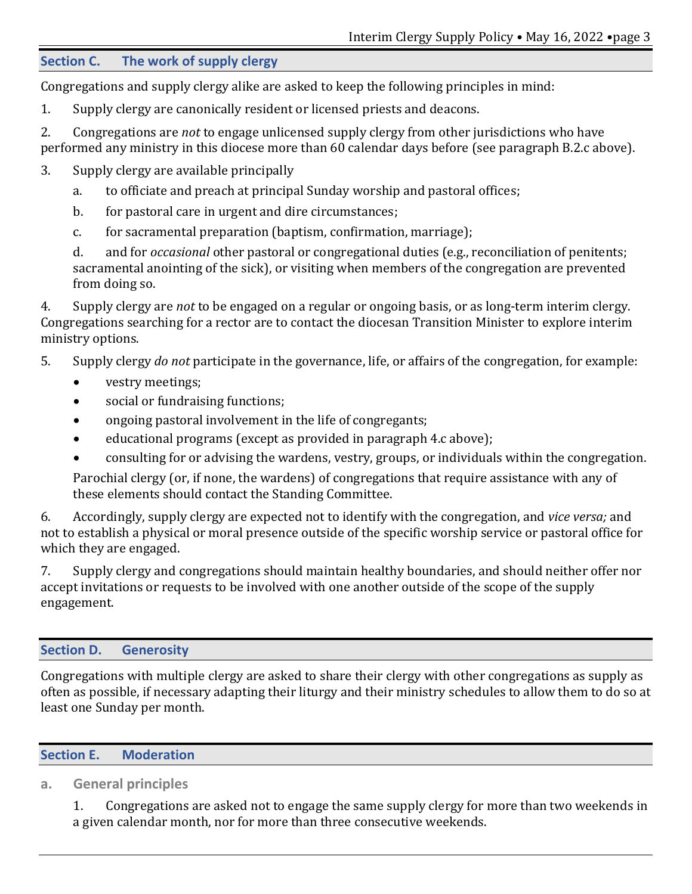## Section C. The work of supply clergy

Congregations and supply clergy alike are asked to keep the following principles in mind:

1. Supply clergy are canonically resident or licensed priests and deacons.

2. Congregations are *not* to engage unlicensed supply clergy from other jurisdictions who have performed any ministry in this diocese more than 60 calendar days before (see paragraph B.2.c above).

3. Supply clergy are available principally

    a. to officiate and preach at principal Sunday worship and pastoral offices;

    b. for pastoral care in urgent and dire circumstances;

    c. for sacramental preparation (baptism, confirmation, marriage);

    d. and for *occasional* other pastoral or congregational duties (e.g., reconciliation of penitents; sacramental anointing of the sick), or visiting when members of the congregation are prevented from doing so.

4. Supply clergy are *not* to be engaged on a regular or ongoing basis, or as long-term interim clergy. Congregations searching for a rector are to contact the diocesan Transition Minister to explore interim ministry options.

5. Supply clergy *do not* participate in the governance, life, or affairs of the congregation, for example:

    - vestry meetings;
    - social or fundraising functions;
    - ongoing pastoral involvement in the life of congregants;
    - educational programs (except as provided in paragraph 4.c above);
    - consulting for or advising the wardens, vestry, groups, or individuals within the congregation.

    Parochial clergy (or, if none, the wardens) of congregations that require assistance with any of these elements should contact the Standing Committee.

6. Accordingly, supply clergy are expected not to identify with the congregation, and *vice versa;* and not to establish a physical or moral presence outside of the specific worship service or pastoral office for which they are engaged.

7. Supply clergy and congregations should maintain healthy boundaries, and should neither offer nor accept invitations or requests to be involved with one another outside of the scope of the supply engagement.

## Section D. Generosity

Congregations with multiple clergy are asked to share their clergy with other congregations as supply as often as possible, if necessary adapting their liturgy and their ministry schedules to allow them to do so at least one Sunday per month.

## Section E. Moderation

### a. General principles

1. Congregations are asked not to engage the same supply clergy for more than two weekends in a given calendar month, nor for more than three consecutive weekends.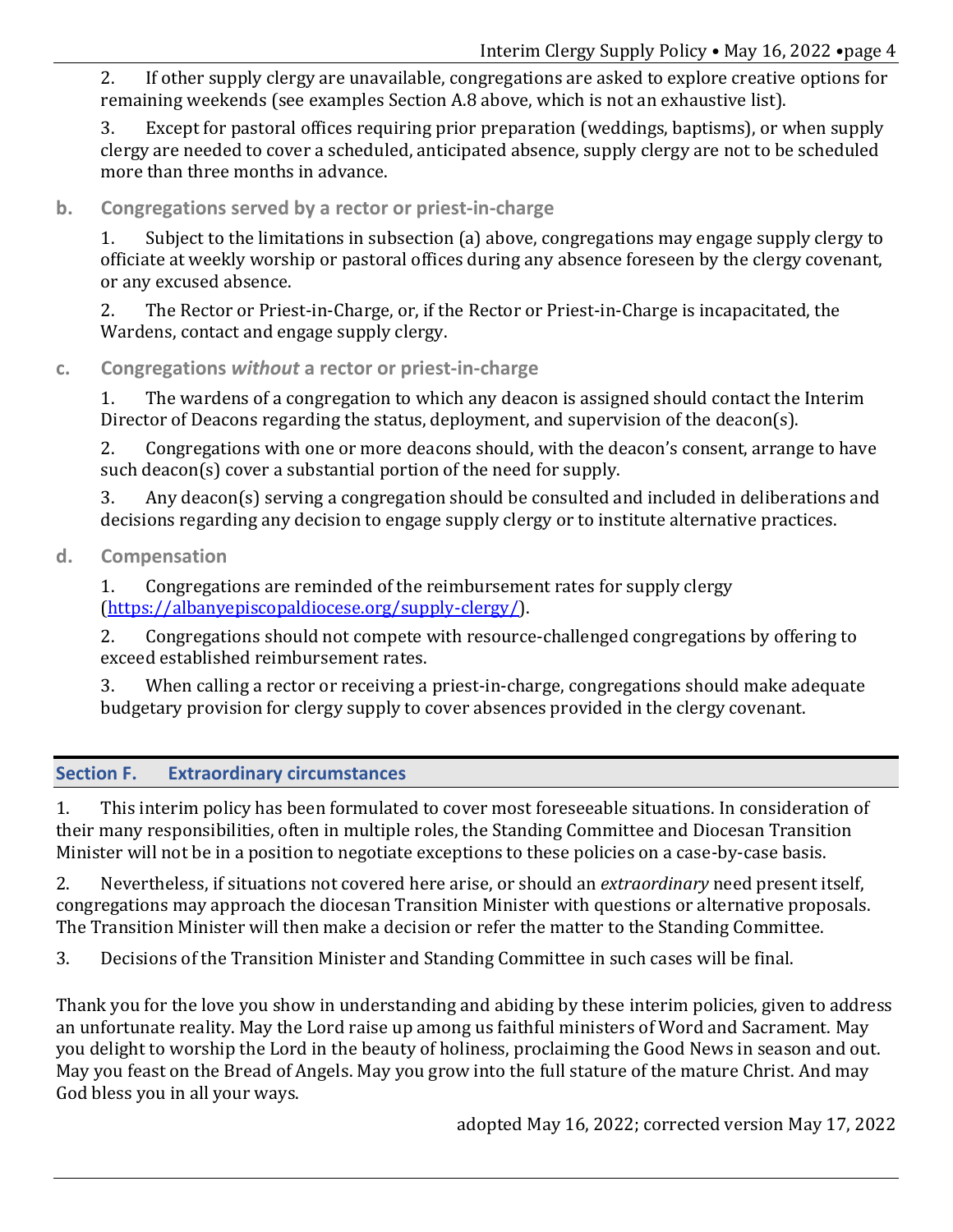2. If other supply clergy are unavailable, congregations are asked to explore creative options for remaining weekends (see examples Section A.8 above, which is not an exhaustive list).

3. Except for pastoral offices requiring prior preparation (weddings, baptisms), or when supply clergy are needed to cover a scheduled, anticipated absence, supply clergy are not to be scheduled more than three months in advance.

### b. Congregations served by a rector or priest-in-charge

1. Subject to the limitations in subsection (a) above, congregations may engage supply clergy to officiate at weekly worship or pastoral offices during any absence foreseen by the clergy covenant, or any excused absence.

2. The Rector or Priest-in-Charge, or, if the Rector or Priest-in-Charge is incapacitated, the Wardens, contact and engage supply clergy.

### c. Congregations *without* a rector or priest-in-charge

1. The wardens of a congregation to which any deacon is assigned should contact the Interim Director of Deacons regarding the status, deployment, and supervision of the deacon(s).

2. Congregations with one or more deacons should, with the deacon's consent, arrange to have such deacon(s) cover a substantial portion of the need for supply.

3. Any deacon(s) serving a congregation should be consulted and included in deliberations and decisions regarding any decision to engage supply clergy or to institute alternative practices.

### d. Compensation

1. Congregations are reminded of the reimbursement rates for supply clergy (https://albanyepiscopaldiocese.org/supply-clergy/).

2. Congregations should not compete with resource-challenged congregations by offering to exceed established reimbursement rates.

3. When calling a rector or receiving a priest-in-charge, congregations should make adequate budgetary provision for clergy supply to cover absences provided in the clergy covenant.

## Section F. Extraordinary circumstances

1. This interim policy has been formulated to cover most foreseeable situations. In consideration of their many responsibilities, often in multiple roles, the Standing Committee and Diocesan Transition Minister will not be in a position to negotiate exceptions to these policies on a case-by-case basis.

2. Nevertheless, if situations not covered here arise, or should an *extraordinary* need present itself, congregations may approach the diocesan Transition Minister with questions or alternative proposals. The Transition Minister will then make a decision or refer the matter to the Standing Committee.

3. Decisions of the Transition Minister and Standing Committee in such cases will be final.

Thank you for the love you show in understanding and abiding by these interim policies, given to address an unfortunate reality. May the Lord raise up among us faithful ministers of Word and Sacrament. May you delight to worship the Lord in the beauty of holiness, proclaiming the Good News in season and out. May you feast on the Bread of Angels. May you grow into the full stature of the mature Christ. And may God bless you in all your ways.

adopted May 16, 2022; corrected version May 17, 2022